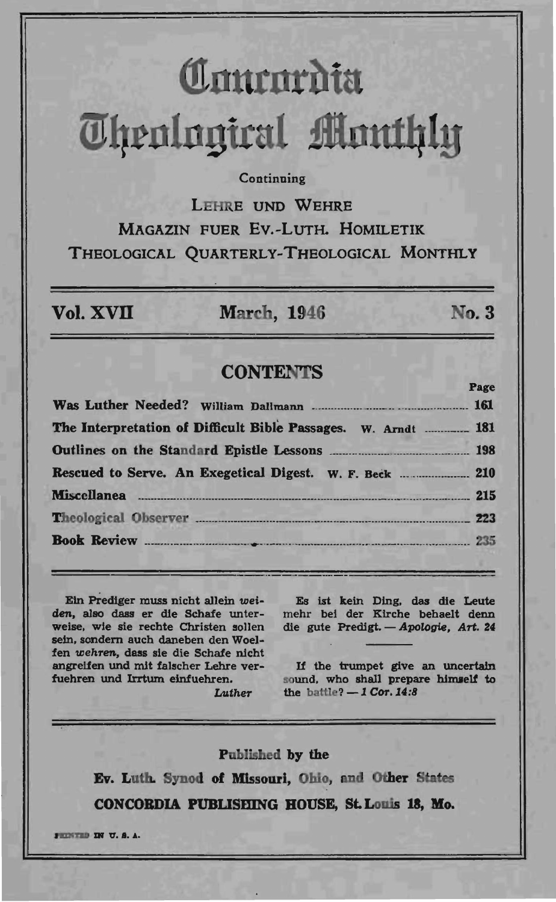# Concordia Theological Monthly

Continuing

LEHRE UND WEHRE

MAGAZIN FUER EV.-LUTH. HOMILETIK

THEOLOGICAL QUARTERLY-THEOLOGICAL MONTHLY

**Vol. XVII** **March, 1946** **No. 3**

## CONTENTS

| | Page |
|---|---|
| **Was Luther Needed?** William Dallmann | 161 |
| **The Interpretation of Difficult Bible Passages.** W. Arndt | 181 |
| **Outlines on the Standard Epistle Lessons** | 198 |
| **Rescued to Serve. An Exegetical Digest.** W. F. Beck | 210 |
| **Miscellanea** | 215 |
| **Theological Observer** | 223 |
| **Book Review** | 235 |

Ein Prediger muss nicht allein *weiden*, also dass er die Schafe unterweise, wie sie rechte Christen sollen sein, sondern auch daneben den Woelfen *wehren*, dass sie die Schafe nicht angreifen und mit falscher Lehre verfuehren und Irrtum einfuehren.
*Luther*

Es ist kein Ding, das die Leute mehr bei der Kirche behaelt denn die gute Predigt. — *Apologie, Art. 24*

If the trumpet give an uncertain sound, who shall prepare himself to the battle? — *1 Cor. 14:8*

Published by the

**Ev. Luth. Synod of Missouri, Ohio, and Other States**

**CONCORDIA PUBLISHING HOUSE, St. Louis 18, Mo.**

PRINTED IN U. S. A.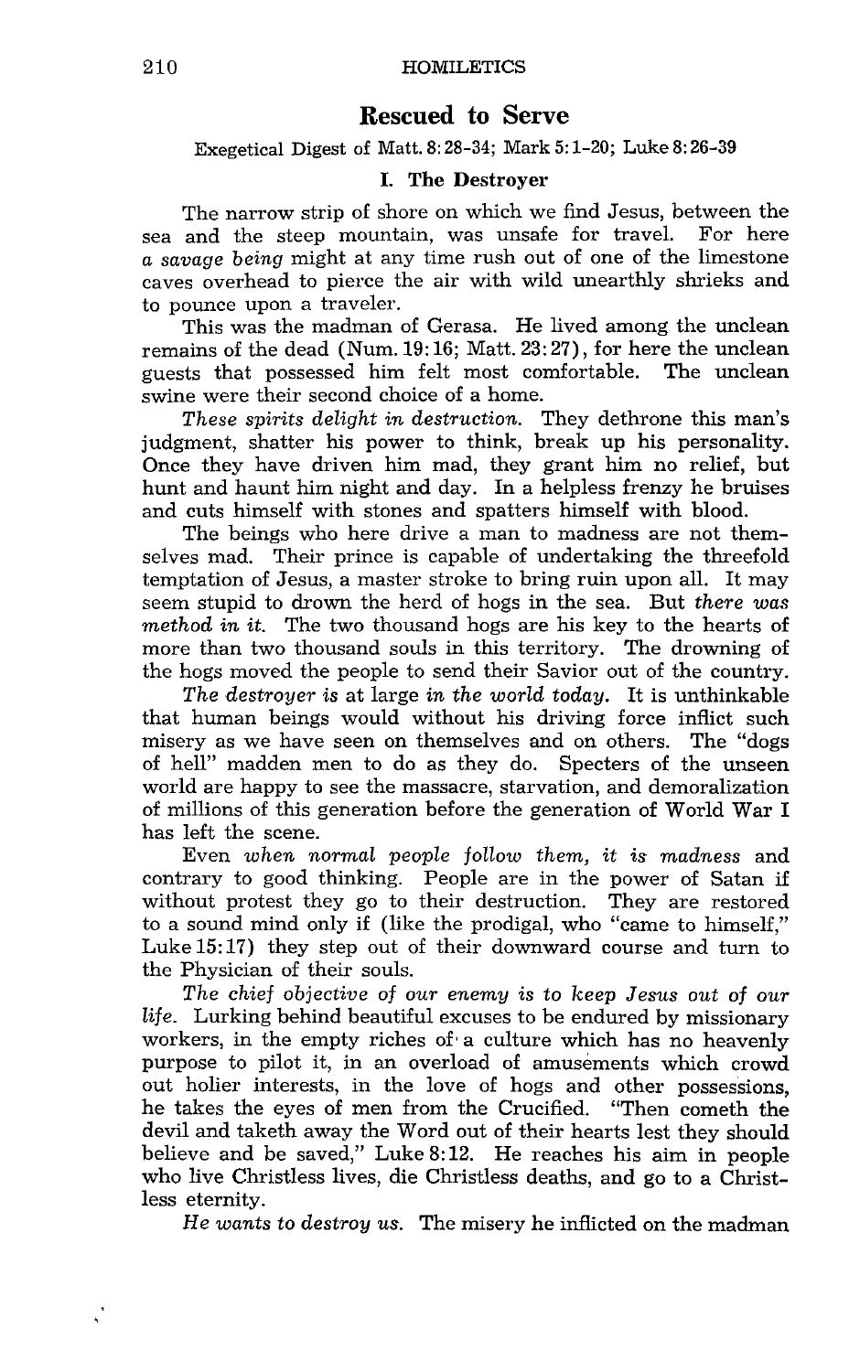## Rescued to Serve

Exegetical Digest of Matt. 8:28-34; Mark 5:1-20; Luke 8:26-39

### I. The Destroyer

The narrow strip of shore on which we find Jesus, between the sea and the steep mountain, was unsafe for travel. For here *a savage being* might at any time rush out of one of the limestone caves overhead to pierce the air with wild unearthly shrieks and to pounce upon a traveler.

This was the madman of Gerasa. He lived among the unclean remains of the dead (Num. 19:16; Matt. 23:27), for here the unclean guests that possessed him felt most comfortable. The unclean swine were their second choice of a home.

*These spirits delight in destruction.* They dethrone this man's judgment, shatter his power to think, break up his personality. Once they have driven him mad, they grant him no relief, but hunt and haunt him night and day. In a helpless frenzy he bruises and cuts himself with stones and spatters himself with blood.

The beings who here drive a man to madness are not themselves mad. Their prince is capable of undertaking the threefold temptation of Jesus, a master stroke to bring ruin upon all. It may seem stupid to drown the herd of hogs in the sea. But *there was method in it.* The two thousand hogs are his key to the hearts of more than two thousand souls in this territory. The drowning of the hogs moved the people to send their Savior out of the country.

*The destroyer is* at large *in the world today.* It is unthinkable that human beings would without his driving force inflict such misery as we have seen on themselves and on others. The "dogs of hell" madden men to do as they do. Specters of the unseen world are happy to see the massacre, starvation, and demoralization of millions of this generation before the generation of World War I has left the scene.

Even *when normal people follow them, it is madness* and contrary to good thinking. People are in the power of Satan if without protest they go to their destruction. They are restored to a sound mind only if (like the prodigal, who "came to himself," Luke 15:17) they step out of their downward course and turn to the Physician of their souls.

*The chief objective of our enemy is to keep Jesus out of our life.* Lurking behind beautiful excuses to be endured by missionary workers, in the empty riches of a culture which has no heavenly purpose to pilot it, in an overload of amusements which crowd out holier interests, in the love of hogs and other possessions, he takes the eyes of men from the Crucified. "Then cometh the devil and taketh away the Word out of their hearts lest they should believe and be saved," Luke 8:12. He reaches his aim in people who live Christless lives, die Christless deaths, and go to a Christless eternity.

*He wants to destroy us.* The misery he inflicted on the madman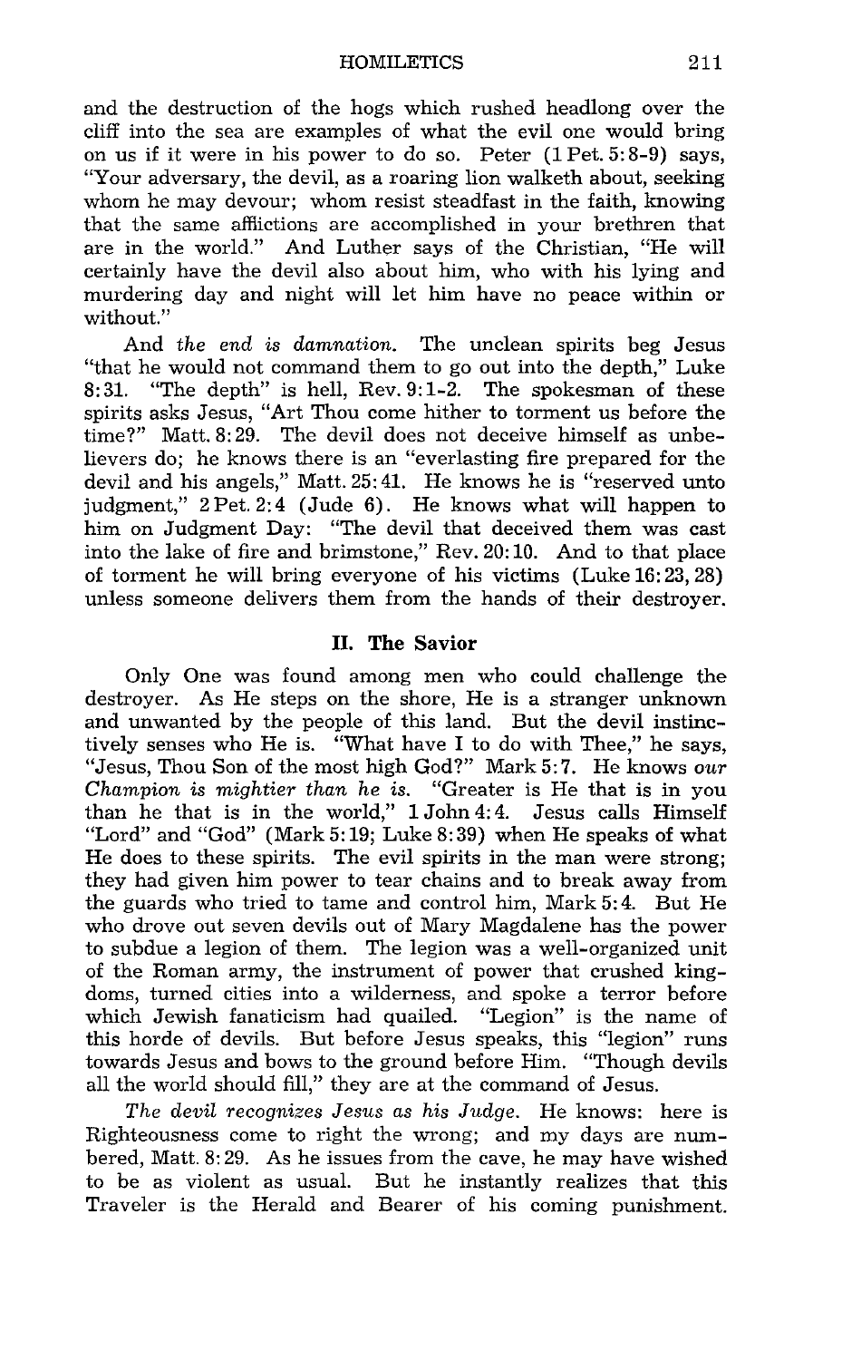and the destruction of the hogs which rushed headlong over the cliff into the sea are examples of what the evil one would bring on us if it were in his power to do so. Peter (1 Pet. 5:8-9) says, "Your adversary, the devil, as a roaring lion walketh about, seeking whom he may devour; whom resist steadfast in the faith, knowing that the same afflictions are accomplished in your brethren that are in the world." And Luther says of the Christian, "He will certainly have the devil also about him, who with his lying and murdering day and night will let him have no peace within or without."

And *the end is damnation.* The unclean spirits beg Jesus "that he would not command them to go out into the depth," Luke 8:31. "The depth" is hell, Rev. 9:1-2. The spokesman of these spirits asks Jesus, "Art Thou come hither to torment us before the time?" Matt. 8:29. The devil does not deceive himself as unbelievers do; he knows there is an "everlasting fire prepared for the devil and his angels," Matt. 25:41. He knows he is "reserved unto judgment," 2 Pet. 2:4 (Jude 6). He knows what will happen to him on Judgment Day: "The devil that deceived them was cast into the lake of fire and brimstone," Rev. 20:10. And to that place of torment he will bring everyone of his victims (Luke 16:23, 28) unless someone delivers them from the hands of their destroyer.

## II. The Savior

Only One was found among men who could challenge the destroyer. As He steps on the shore, He is a stranger unknown and unwanted by the people of this land. But the devil instinctively senses who He is. "What have I to do with Thee," he says, "Jesus, Thou Son of the most high God?" Mark 5:7. He knows *our Champion is mightier than he is.* "Greater is He that is in you than he that is in the world," 1 John 4:4. Jesus calls Himself "Lord" and "God" (Mark 5:19; Luke 8:39) when He speaks of what He does to these spirits. The evil spirits in the man were strong; they had given him power to tear chains and to break away from the guards who tried to tame and control him, Mark 5:4. But He who drove out seven devils out of Mary Magdalene has the power to subdue a legion of them. The legion was a well-organized unit of the Roman army, the instrument of power that crushed kingdoms, turned cities into a wilderness, and spoke a terror before which Jewish fanaticism had quailed. "Legion" is the name of this horde of devils. But before Jesus speaks, this "legion" runs towards Jesus and bows to the ground before Him. "Though devils all the world should fill," they are at the command of Jesus.

*The devil recognizes Jesus as his Judge.* He knows: here is Righteousness come to right the wrong; and my days are numbered, Matt. 8:29. As he issues from the cave, he may have wished to be as violent as usual. But he instantly realizes that this Traveler is the Herald and Bearer of his coming punishment.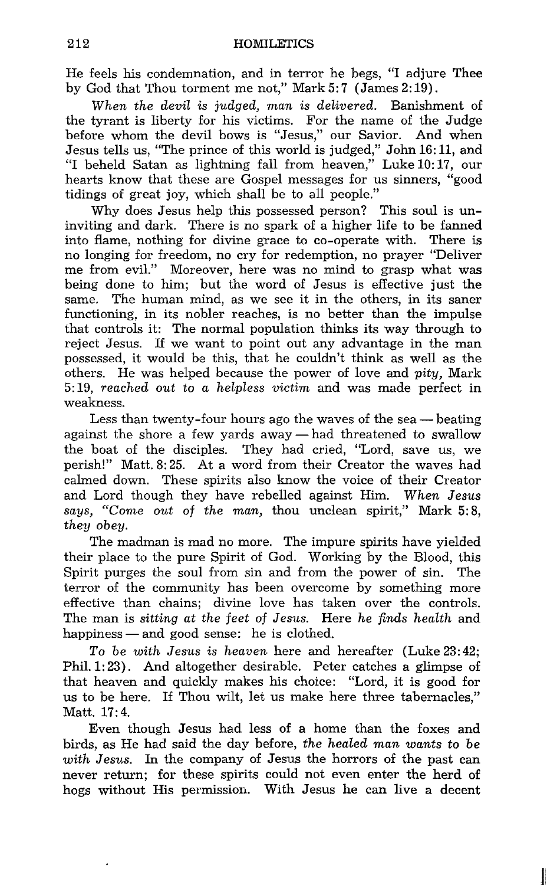He feels his condemnation, and in terror he begs, "I adjure Thee by God that Thou torment me not," Mark 5:7 (James 2:19).

*When the devil is judged, man is delivered.* Banishment of the tyrant is liberty for his victims. For the name of the Judge before whom the devil bows is "Jesus," our Savior. And when Jesus tells us, "The prince of this world is judged," John 16:11, and "I beheld Satan as lightning fall from heaven," Luke 10:17, our hearts know that these are Gospel messages for us sinners, "good tidings of great joy, which shall be to all people."

Why does Jesus help this possessed person? This soul is uninviting and dark. There is no spark of a higher life to be fanned into flame, nothing for divine grace to co-operate with. There is no longing for freedom, no cry for redemption, no prayer "Deliver me from evil." Moreover, here was no mind to grasp what was being done to him; but the word of Jesus is effective just the same. The human mind, as we see it in the others, in its saner functioning, in its nobler reaches, is no better than the impulse that controls it: The normal population thinks its way through to reject Jesus. If we want to point out any advantage in the man possessed, it would be this, that he couldn't think as well as the others. He was helped because the power of love and *pity,* Mark 5:19, *reached out to a helpless victim* and was made perfect in weakness.

Less than twenty-four hours ago the waves of the sea — beating against the shore a few yards away — had threatened to swallow the boat of the disciples. They had cried, "Lord, save us, we perish!" Matt. 8:25. At a word from their Creator the waves had calmed down. These spirits also know the voice of their Creator and Lord though they have rebelled against Him. *When Jesus says, "Come out of the man,* thou unclean spirit," Mark 5:8, *they obey.*

The madman is mad no more. The impure spirits have yielded their place to the pure Spirit of God. Working by the Blood, this Spirit purges the soul from sin and from the power of sin. The terror of the community has been overcome by something more effective than chains; divine love has taken over the controls. The man is *sitting at the feet of Jesus.* Here *he finds health* and happiness — and good sense: he is clothed.

*To be with Jesus is heaven* here and hereafter (Luke 23:42; Phil. 1:23). And altogether desirable. Peter catches a glimpse of that heaven and quickly makes his choice: "Lord, it is good for us to be here. If Thou wilt, let us make here three tabernacles," Matt. 17:4.

Even though Jesus had less of a home than the foxes and birds, as He had said the day before, *the healed man wants to be with Jesus.* In the company of Jesus the horrors of the past can never return; for these spirits could not even enter the herd of hogs without His permission. With Jesus he can live a decent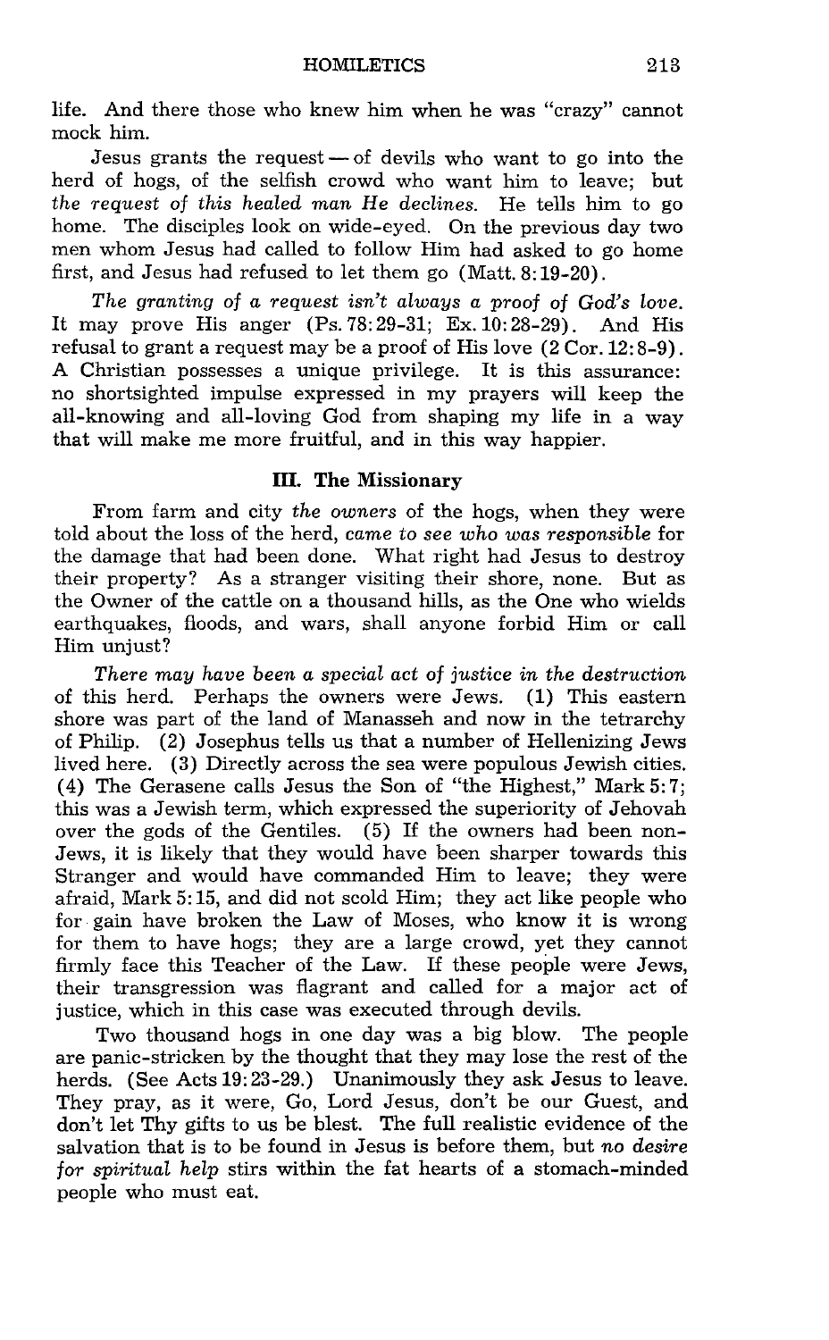life. And there those who knew him when he was "crazy" cannot mock him.

Jesus grants the request — of devils who want to go into the herd of hogs, of the selfish crowd who want him to leave; but *the request of this healed man He declines.* He tells him to go home. The disciples look on wide-eyed. On the previous day two men whom Jesus had called to follow Him had asked to go home first, and Jesus had refused to let them go (Matt. 8:19-20).

*The granting of a request isn't always a proof of God's love.* It may prove His anger (Ps. 78:29-31; Ex. 10:28-29). And His refusal to grant a request may be a proof of His love (2 Cor. 12:8-9). A Christian possesses a unique privilege. It is this assurance: no shortsighted impulse expressed in my prayers will keep the all-knowing and all-loving God from shaping my life in a way that will make me more fruitful, and in this way happier.

### III. The Missionary

From farm and city *the owners* of the hogs, when they were told about the loss of the herd, *came to see who was responsible* for the damage that had been done. What right had Jesus to destroy their property? As a stranger visiting their shore, none. But as the Owner of the cattle on a thousand hills, as the One who wields earthquakes, floods, and wars, shall anyone forbid Him or call Him unjust?

*There may have been a special act of justice in the destruction* of this herd. Perhaps the owners were Jews. (1) This eastern shore was part of the land of Manasseh and now in the tetrarchy of Philip. (2) Josephus tells us that a number of Hellenizing Jews lived here. (3) Directly across the sea were populous Jewish cities. (4) The Gerasene calls Jesus the Son of "the Highest," Mark 5:7; this was a Jewish term, which expressed the superiority of Jehovah over the gods of the Gentiles. (5) If the owners had been non-Jews, it is likely that they would have been sharper towards this Stranger and would have commanded Him to leave; they were afraid, Mark 5:15, and did not scold Him; they act like people who for gain have broken the Law of Moses, who know it is wrong for them to have hogs; they are a large crowd, yet they cannot firmly face this Teacher of the Law. If these people were Jews, their transgression was flagrant and called for a major act of justice, which in this case was executed through devils.

Two thousand hogs in one day was a big blow. The people are panic-stricken by the thought that they may lose the rest of the herds. (See Acts 19:23-29.) Unanimously they ask Jesus to leave. They pray, as it were, Go, Lord Jesus, don't be our Guest, and don't let Thy gifts to us be blest. The full realistic evidence of the salvation that is to be found in Jesus is before them, but *no desire for spiritual help* stirs within the fat hearts of a stomach-minded people who must eat.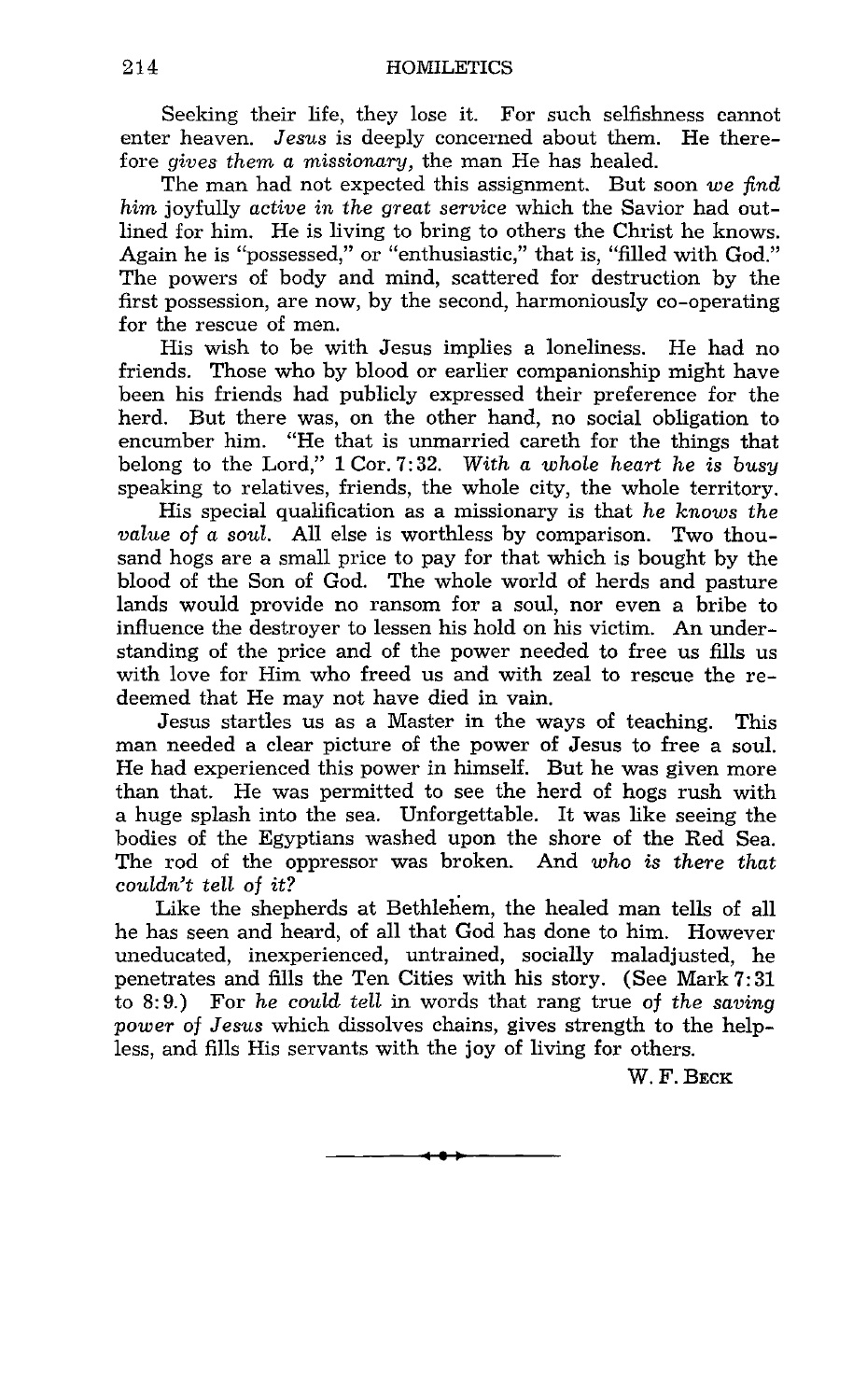Seeking their life, they lose it. For such selfishness cannot enter heaven. *Jesus* is deeply concerned about them. He therefore *gives them a missionary,* the man He has healed.

The man had not expected this assignment. But soon *we find him* joyfully *active in the great service* which the Savior had outlined for him. He is living to bring to others the Christ he knows. Again he is "possessed," or "enthusiastic," that is, "filled with God." The powers of body and mind, scattered for destruction by the first possession, are now, by the second, harmoniously co-operating for the rescue of men.

His wish to be with Jesus implies a loneliness. He had no friends. Those who by blood or earlier companionship might have been his friends had publicly expressed their preference for the herd. But there was, on the other hand, no social obligation to encumber him. "He that is unmarried careth for the things that belong to the Lord," 1 Cor. 7:32. *With a whole heart he is busy* speaking to relatives, friends, the whole city, the whole territory.

His special qualification as a missionary is that *he knows the value of a soul.* All else is worthless by comparison. Two thousand hogs are a small price to pay for that which is bought by the blood of the Son of God. The whole world of herds and pasture lands would provide no ransom for a soul, nor even a bribe to influence the destroyer to lessen his hold on his victim. An understanding of the price and of the power needed to free us fills us with love for Him who freed us and with zeal to rescue the redeemed that He may not have died in vain.

Jesus startles us as a Master in the ways of teaching. This man needed a clear picture of the power of Jesus to free a soul. He had experienced this power in himself. But he was given more than that. He was permitted to see the herd of hogs rush with a huge splash into the sea. Unforgettable. It was like seeing the bodies of the Egyptians washed upon the shore of the Red Sea. The rod of the oppressor was broken. And *who is there that couldn't tell of it?*

Like the shepherds at Bethlehem, the healed man tells of all he has seen and heard, of all that God has done to him. However uneducated, inexperienced, untrained, socially maladjusted, he penetrates and fills the Ten Cities with his story. (See Mark 7:31 to 8:9.) For *he could tell* in words that rang true *of the saving power of Jesus* which dissolves chains, gives strength to the helpless, and fills His servants with the joy of living for others.

W. F. Beck